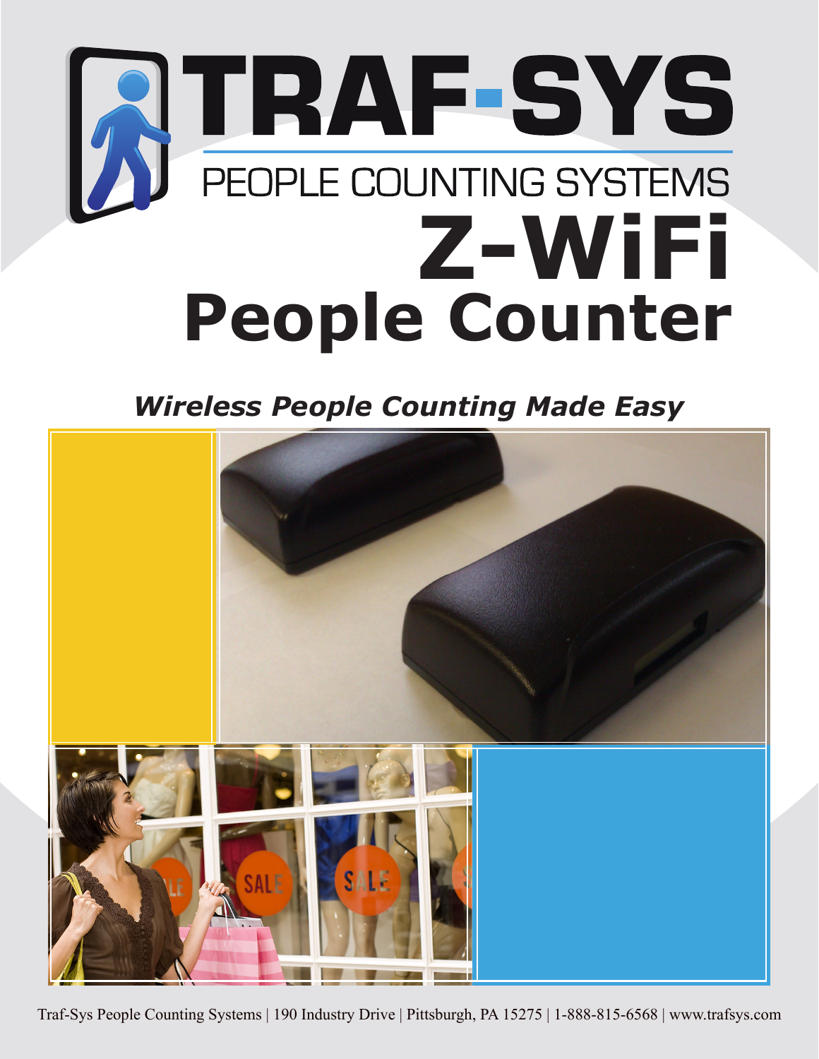# TRAF-SYS

PEOPLE COUNTING SYSTEMS

# Z-WiFi People Counter

***Wireless People Counting Made Easy***

Traf-Sys People Counting Systems | 190 Industry Drive | Pittsburgh, PA 15275 | 1-888-815-6568 | www.trafsys.com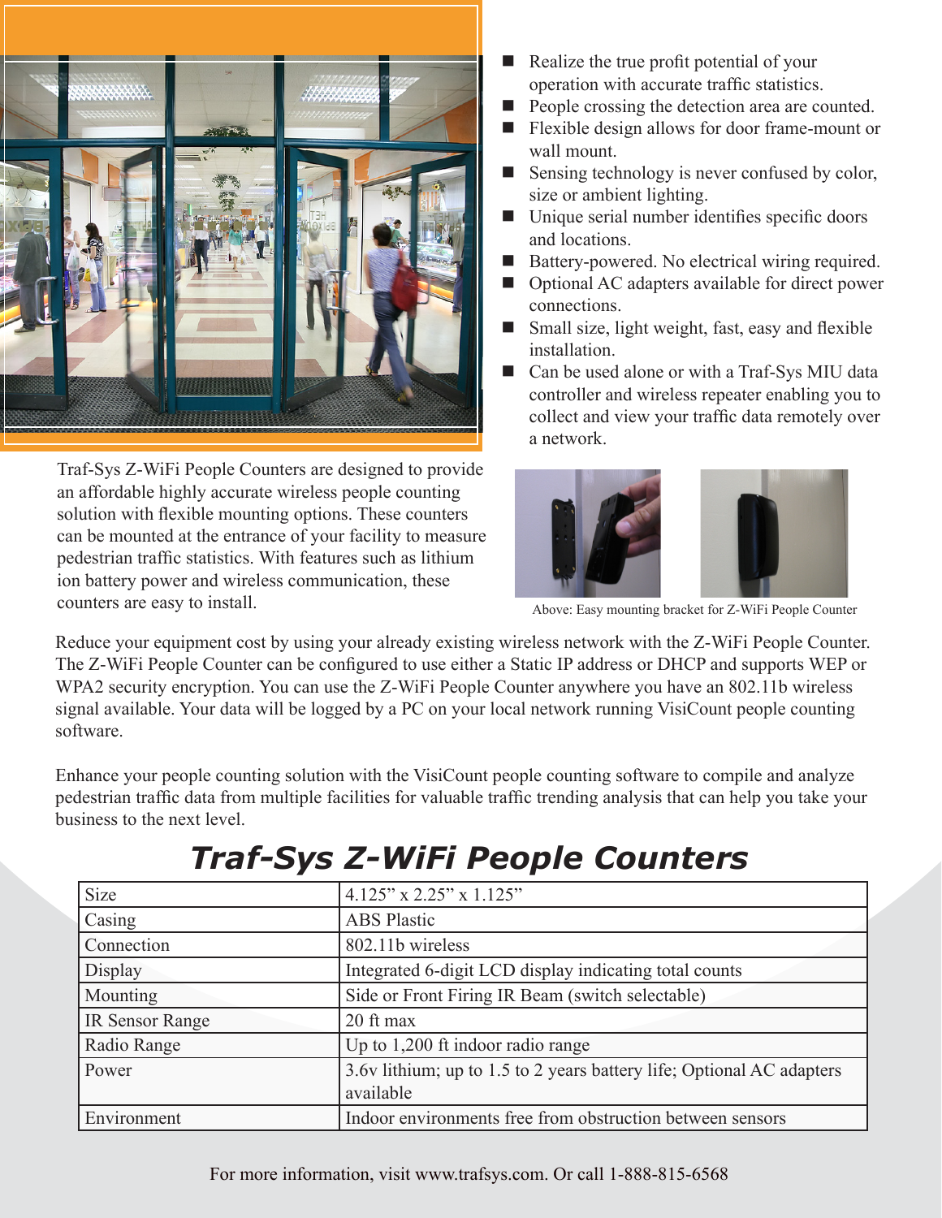- Realize the true profit potential of your operation with accurate traffic statistics.
- People crossing the detection area are counted.
- Flexible design allows for door frame-mount or wall mount.
- Sensing technology is never confused by color, size or ambient lighting.
- Unique serial number identifies specific doors and locations.
- Battery-powered. No electrical wiring required.
- Optional AC adapters available for direct power connections.
- Small size, light weight, fast, easy and flexible installation.
- Can be used alone or with a Traf-Sys MIU data controller and wireless repeater enabling you to collect and view your traffic data remotely over a network.

Traf-Sys Z-WiFi People Counters are designed to provide an affordable highly accurate wireless people counting solution with flexible mounting options. These counters can be mounted at the entrance of your facility to measure pedestrian traffic statistics. With features such as lithium ion battery power and wireless communication, these counters are easy to install.

Above: Easy mounting bracket for Z-WiFi People Counter

Reduce your equipment cost by using your already existing wireless network with the Z-WiFi People Counter. The Z-WiFi People Counter can be configured to use either a Static IP address or DHCP and supports WEP or WPA2 security encryption. You can use the Z-WiFi People Counter anywhere you have an 802.11b wireless signal available. Your data will be logged by a PC on your local network running VisiCount people counting software.

Enhance your people counting solution with the VisiCount people counting software to compile and analyze pedestrian traffic data from multiple facilities for valuable traffic trending analysis that can help you take your business to the next level.

## *Traf-Sys Z-WiFi People Counters*

| | |
|---|---|
| Size | 4.125" x 2.25" x 1.125" |
| Casing | ABS Plastic |
| Connection | 802.11b wireless |
| Display | Integrated 6-digit LCD display indicating total counts |
| Mounting | Side or Front Firing IR Beam (switch selectable) |
| IR Sensor Range | 20 ft max |
| Radio Range | Up to 1,200 ft indoor radio range |
| Power | 3.6v lithium; up to 1.5 to 2 years battery life; Optional AC adapters available |
| Environment | Indoor environments free from obstruction between sensors |

For more information, visit www.trafsys.com. Or call 1-888-815-6568